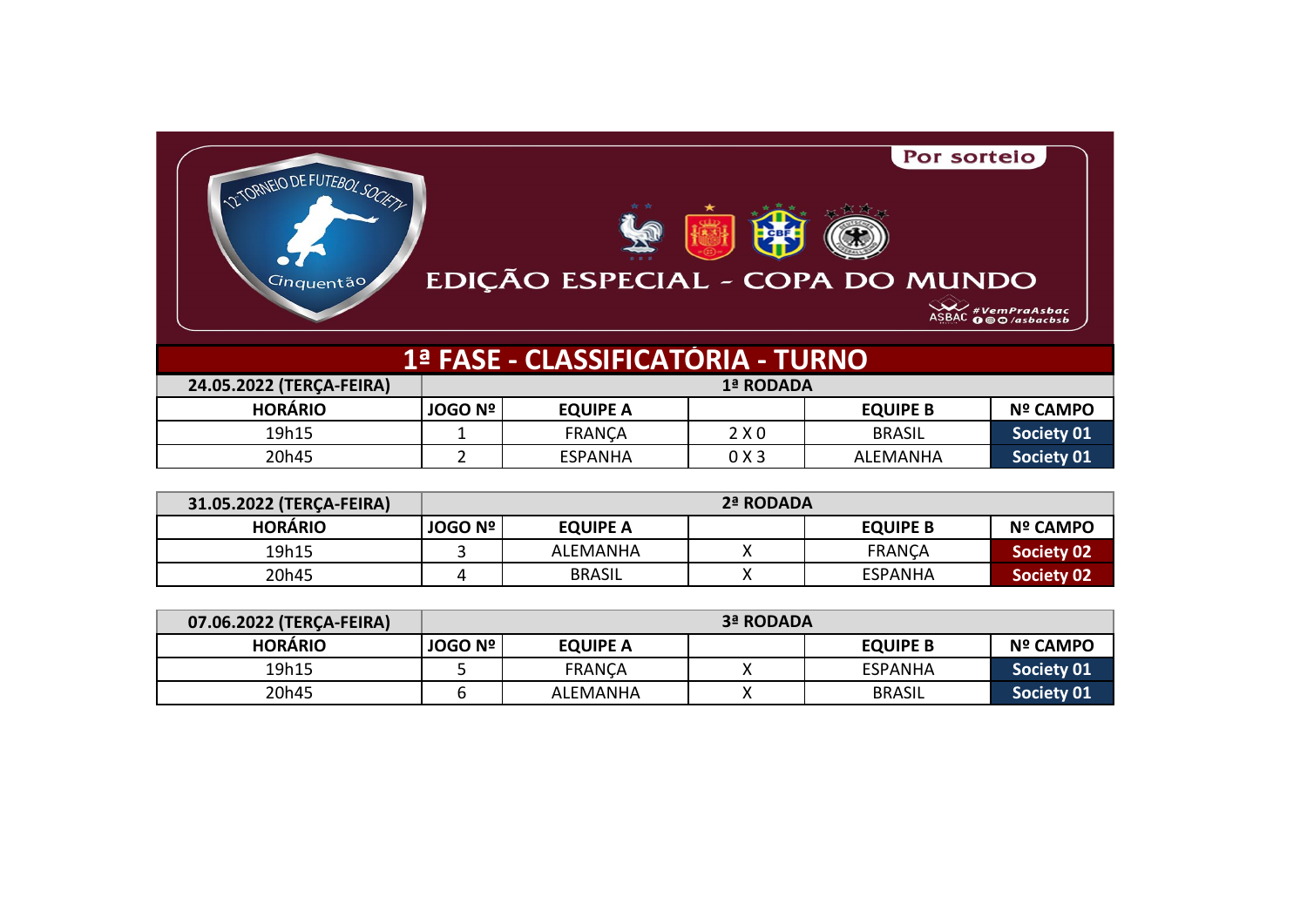12º TORNEIO DE FUTEBOL SOCIETY

Cinquentão

Por sorteio

# EDIÇÃO ESPECIAL - COPA DO MUNDO

#VemPraAsbac /asbacbsb

## 1ª FASE - CLASSIFICATÓRIA - TURNO

| 24.05.2022 (TERÇA-FEIRA) | 1ª RODADA | | | | |
|---|---|---|---|---|---|
| **HORÁRIO** | **JOGO Nº** | **EQUIPE A** | | **EQUIPE B** | **Nº CAMPO** |
| 19h15 | 1 | FRANÇA | 2 X 0 | BRASIL | Society 01 |
| 20h45 | 2 | ESPANHA | 0 X 3 | ALEMANHA | Society 01 |

| 31.05.2022 (TERÇA-FEIRA) | 2ª RODADA | | | | |
|---|---|---|---|---|---|
| **HORÁRIO** | **JOGO Nº** | **EQUIPE A** | | **EQUIPE B** | **Nº CAMPO** |
| 19h15 | 3 | ALEMANHA | X | FRANÇA | Society 02 |
| 20h45 | 4 | BRASIL | X | ESPANHA | Society 02 |

| 07.06.2022 (TERÇA-FEIRA) | 3ª RODADA | | | | |
|---|---|---|---|---|---|
| **HORÁRIO** | **JOGO Nº** | **EQUIPE A** | | **EQUIPE B** | **Nº CAMPO** |
| 19h15 | 5 | FRANÇA | X | ESPANHA | Society 01 |
| 20h45 | 6 | ALEMANHA | X | BRASIL | Society 01 |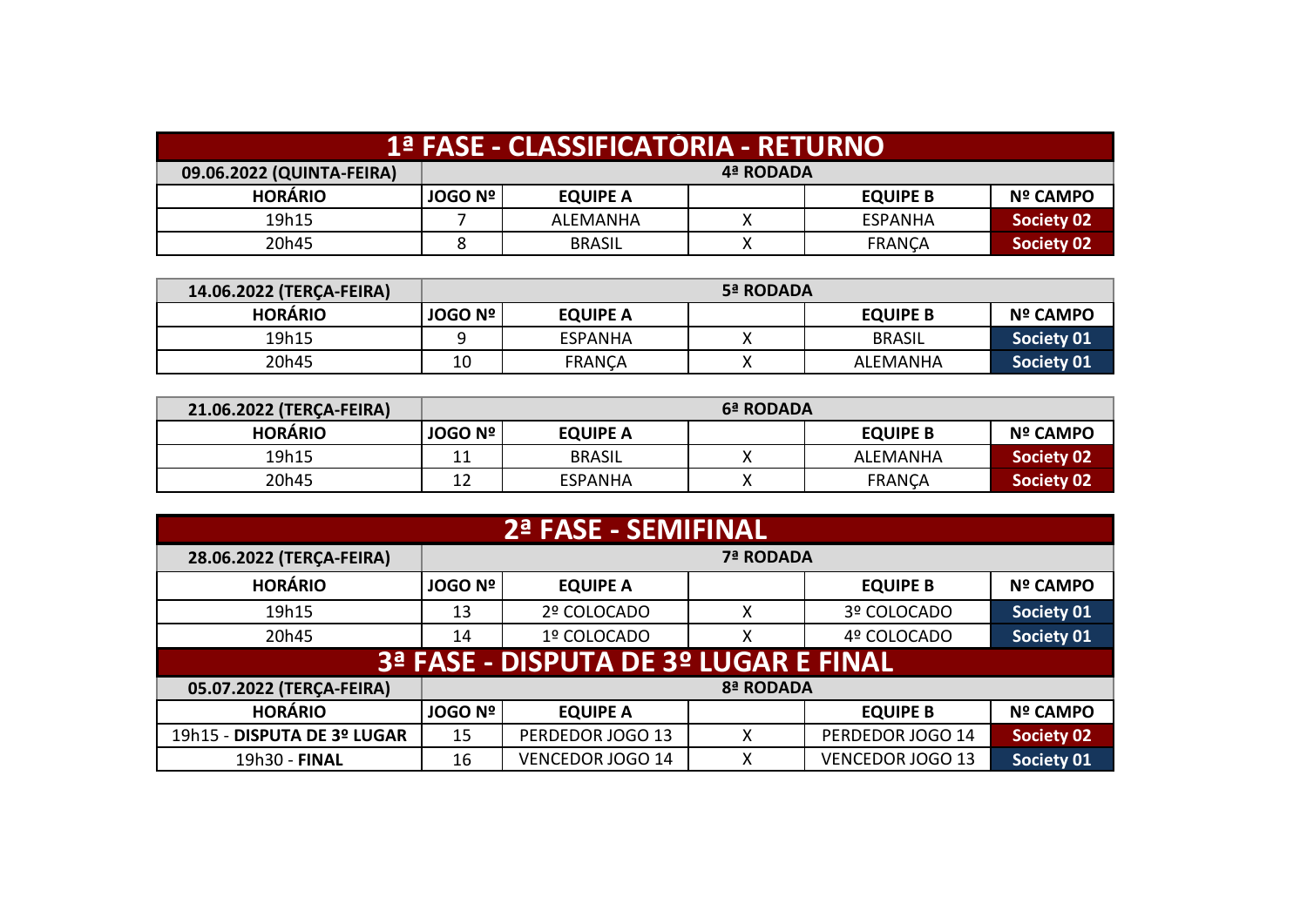# 1ª FASE - CLASSIFICATÓRIA - RETURNO

| 09.06.2022 (QUINTA-FEIRA) | 4ª RODADA | | | | |
|---|---|---|---|---|---|
| **HORÁRIO** | **JOGO Nº** | **EQUIPE A** | | **EQUIPE B** | **Nº CAMPO** |
| 19h15 | 7 | ALEMANHA | X | ESPANHA | Society 02 |
| 20h45 | 8 | BRASIL | X | FRANÇA | Society 02 |

| 14.06.2022 (TERÇA-FEIRA) | 5ª RODADA | | | | |
|---|---|---|---|---|---|
| **HORÁRIO** | **JOGO Nº** | **EQUIPE A** | | **EQUIPE B** | **Nº CAMPO** |
| 19h15 | 9 | ESPANHA | X | BRASIL | Society 01 |
| 20h45 | 10 | FRANÇA | X | ALEMANHA | Society 01 |

| 21.06.2022 (TERÇA-FEIRA) | 6ª RODADA | | | | |
|---|---|---|---|---|---|
| **HORÁRIO** | **JOGO Nº** | **EQUIPE A** | | **EQUIPE B** | **Nº CAMPO** |
| 19h15 | 11 | BRASIL | X | ALEMANHA | Society 02 |
| 20h45 | 12 | ESPANHA | X | FRANÇA | Society 02 |

# 2ª FASE - SEMIFINAL

| 28.06.2022 (TERÇA-FEIRA) | 7ª RODADA | | | | |
|---|---|---|---|---|---|
| **HORÁRIO** | **JOGO Nº** | **EQUIPE A** | | **EQUIPE B** | **Nº CAMPO** |
| 19h15 | 13 | 2º COLOCADO | X | 3º COLOCADO | Society 01 |
| 20h45 | 14 | 1º COLOCADO | X | 4º COLOCADO | Society 01 |

# 3ª FASE - DISPUTA DE 3º LUGAR E FINAL

| 05.07.2022 (TERÇA-FEIRA) | 8ª RODADA | | | | |
|---|---|---|---|---|---|
| **HORÁRIO** | **JOGO Nº** | **EQUIPE A** | | **EQUIPE B** | **Nº CAMPO** |
| 19h15 - **DISPUTA DE 3º LUGAR** | 15 | PERDEDOR JOGO 13 | X | PERDEDOR JOGO 14 | Society 02 |
| 19h30 - **FINAL** | 16 | VENCEDOR JOGO 14 | X | VENCEDOR JOGO 13 | Society 01 |